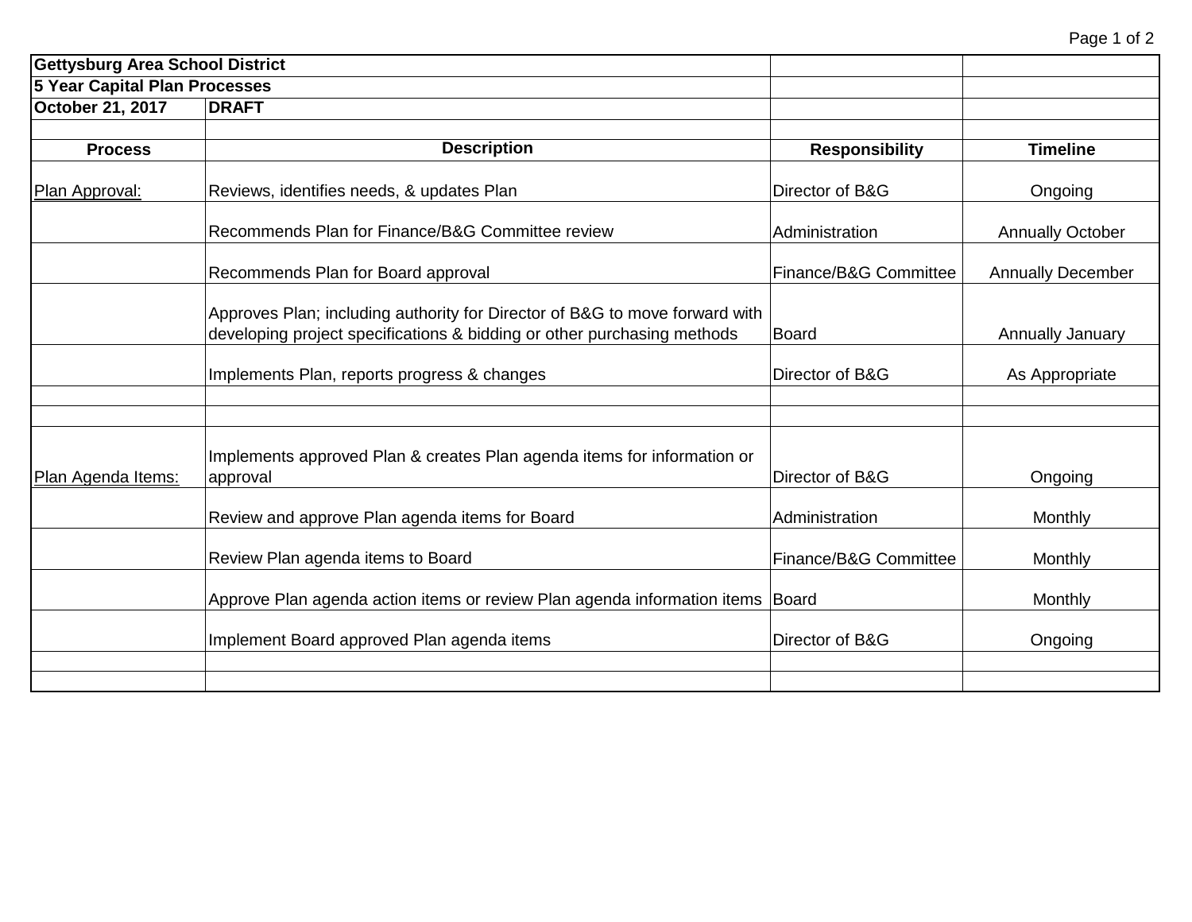**Gettysburg Area School District**

**5 Year Capital Plan Processes**

**October 21, 2017** **DRAFT**

| Process | Description | Responsibility | Timeline |
|---|---|---|---|
| Plan Approval: | Reviews, identifies needs, & updates Plan | Director of B&G | Ongoing |
| | Recommends Plan for Finance/B&G Committee review | Administration | Annually October |
| | Recommends Plan for Board approval | Finance/B&G Committee | Annually December |
| | Approves Plan; including authority for Director of B&G to move forward with developing project specifications & bidding or other purchasing methods | Board | Annually January |
| | Implements Plan, reports progress & changes | Director of B&G | As Appropriate |
| | | | |
| | | | |
| Plan Agenda Items: | Implements approved Plan & creates Plan agenda items for information or approval | Director of B&G | Ongoing |
| | Review and approve Plan agenda items for Board | Administration | Monthly |
| | Review Plan agenda items to Board | Finance/B&G Committee | Monthly |
| | Approve Plan agenda action items or review Plan agenda information items | Board | Monthly |
| | Implement Board approved Plan agenda items | Director of B&G | Ongoing |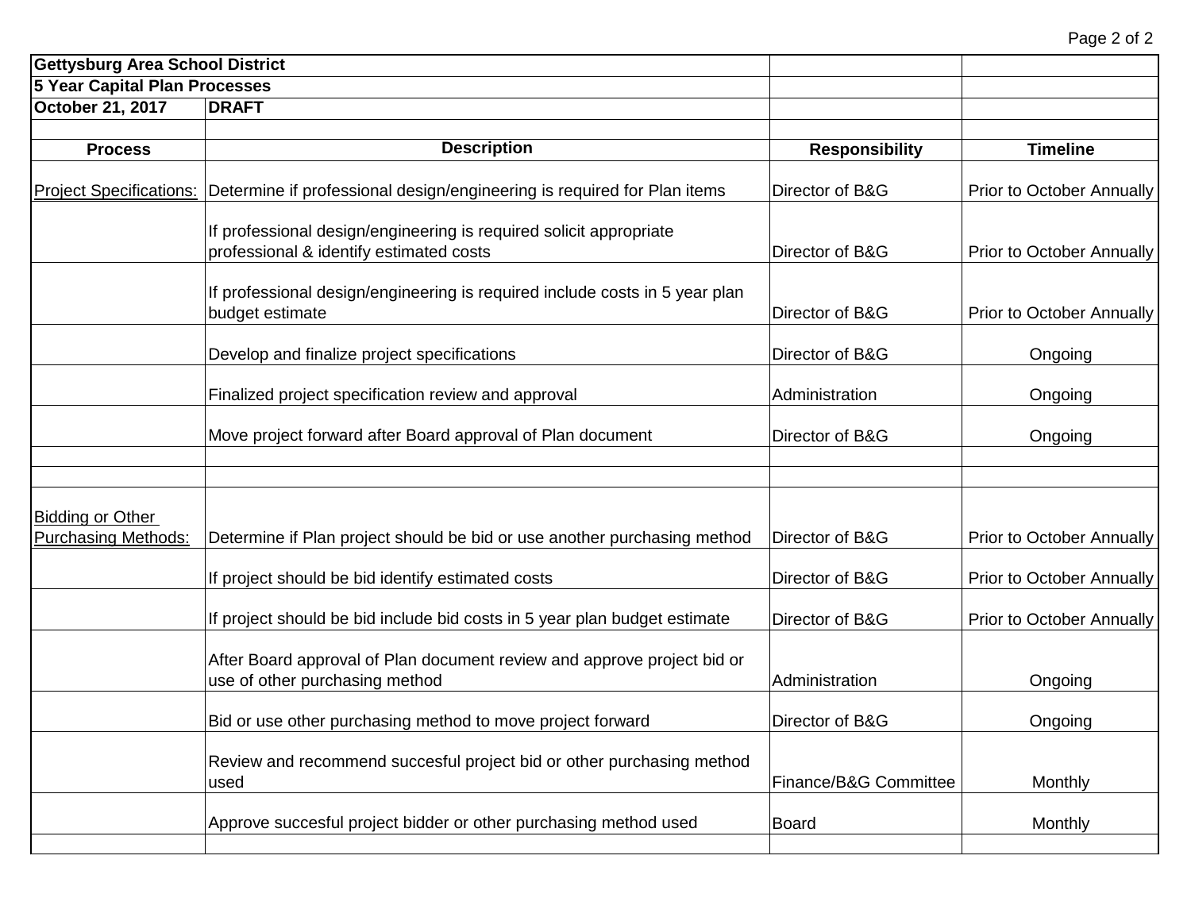| Gettysburg Area School District | | | |
|---|---|---|---|
| 5 Year Capital Plan Processes | | | |
| October 21, 2017 | DRAFT | | |
| | | | |
| **Process** | **Description** | **Responsibility** | **Timeline** |
| Project Specifications: | Determine if professional design/engineering is required for Plan items | Director of B&G | Prior to October Annually |
| | If professional design/engineering is required solicit appropriate professional & identify estimated costs | Director of B&G | Prior to October Annually |
| | If professional design/engineering is required include costs in 5 year plan budget estimate | Director of B&G | Prior to October Annually |
| | Develop and finalize project specifications | Director of B&G | Ongoing |
| | Finalized project specification review and approval | Administration | Ongoing |
| | Move project forward after Board approval of Plan document | Director of B&G | Ongoing |
| | | | |
| | | | |
| Bidding or Other Purchasing Methods: | Determine if Plan project should be bid or use another purchasing method | Director of B&G | Prior to October Annually |
| | If project should be bid identify estimated costs | Director of B&G | Prior to October Annually |
| | If project should be bid include bid costs in 5 year plan budget estimate | Director of B&G | Prior to October Annually |
| | After Board approval of Plan document review and approve project bid or use of other purchasing method | Administration | Ongoing |
| | Bid or use other purchasing method to move project forward | Director of B&G | Ongoing |
| | Review and recommend succesful project bid or other purchasing method used | Finance/B&G Committee | Monthly |
| | Approve succesful project bidder or other purchasing method used | Board | Monthly |
| | | | |